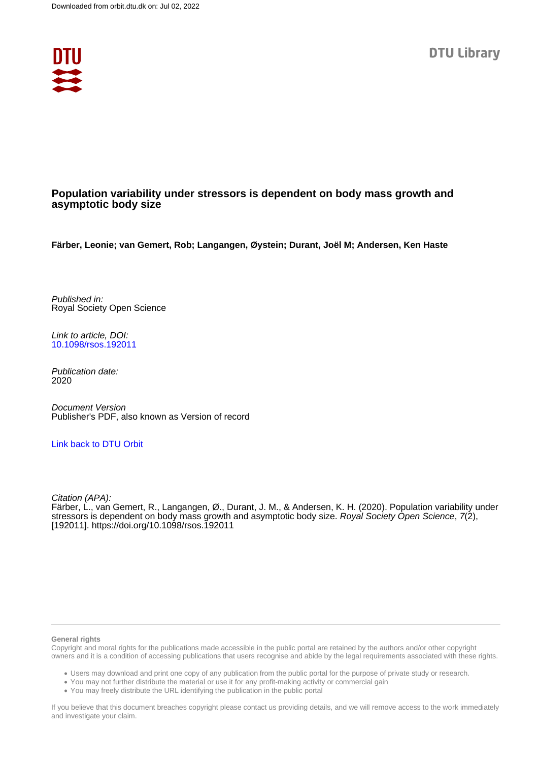Downloaded from orbit.dtu.dk on: Jul 02, 2022

DTU Library

# Population variability under stressors is dependent on body mass growth and asymptotic body size

**Färber, Leonie; van Gemert, Rob; Langangen, Øystein; Durant, Joël M; Andersen, Ken Haste**

*Published in:*
Royal Society Open Science

*Link to article, DOI:*
10.1098/rsos.192011

*Publication date:*
2020

*Document Version*
Publisher's PDF, also known as Version of record

Link back to DTU Orbit

*Citation (APA):*
Färber, L., van Gemert, R., Langangen, Ø., Durant, J. M., & Andersen, K. H. (2020). Population variability under stressors is dependent on body mass growth and asymptotic body size. *Royal Society Open Science*, *7*(2), [192011]. https://doi.org/10.1098/rsos.192011

---

**General rights**

Copyright and moral rights for the publications made accessible in the public portal are retained by the authors and/or other copyright owners and it is a condition of accessing publications that users recognise and abide by the legal requirements associated with these rights.

- Users may download and print one copy of any publication from the public portal for the purpose of private study or research.
- You may not further distribute the material or use it for any profit-making activity or commercial gain
- You may freely distribute the URL identifying the publication in the public portal

If you believe that this document breaches copyright please contact us providing details, and we will remove access to the work immediately and investigate your claim.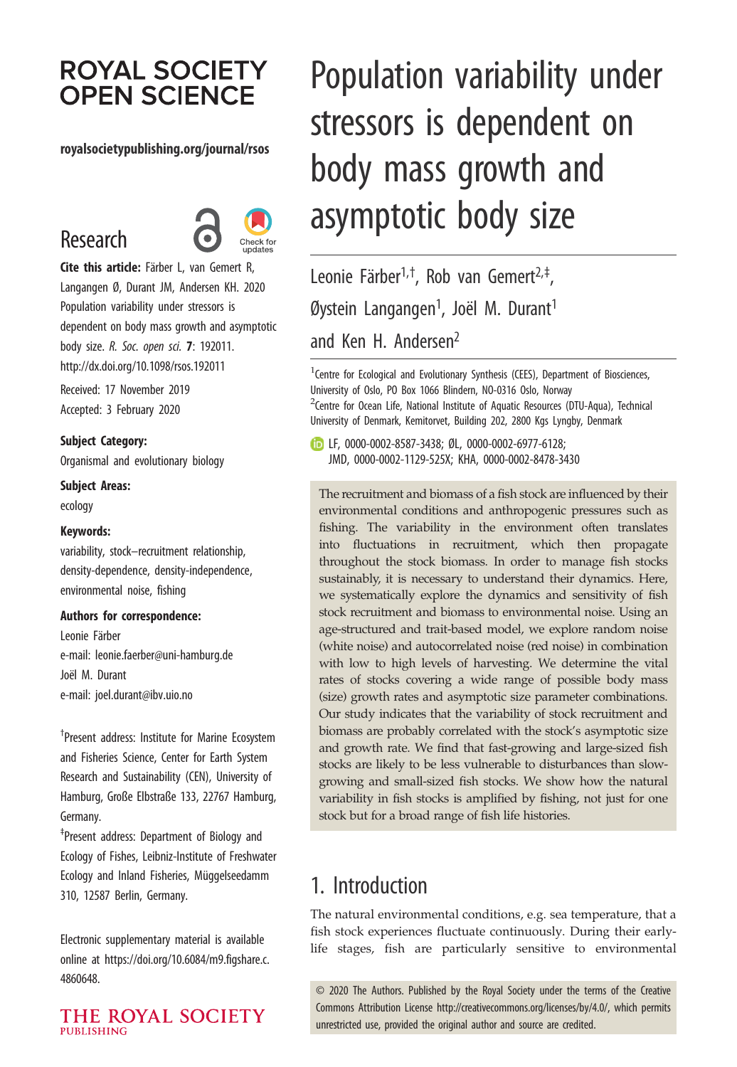# Population variability under stressors is dependent on body mass growth and asymptotic body size

Leonie Färber[1,†], Rob van Gemert[2,‡], Øystein Langangen[1], Joël M. Durant[1] and Ken H. Andersen[2]

[1]Centre for Ecological and Evolutionary Synthesis (CEES), Department of Biosciences, University of Oslo, PO Box 1066 Blindern, NO-0316 Oslo, Norway

[2]Centre for Ocean Life, National Institute of Aquatic Resources (DTU-Aqua), Technical University of Denmark, Kemitorvet, Building 202, 2800 Kgs Lyngby, Denmark

LF, 0000-0002-8587-3438; ØL, 0000-0002-6977-6128; JMD, 0000-0002-1129-525X; KHA, 0000-0002-8478-3430

**Research**

**Cite this article:** Färber L, van Gemert R, Langangen Ø, Durant JM, Andersen KH. 2020 Population variability under stressors is dependent on body mass growth and asymptotic body size. *R. Soc. open sci.* **7**: 192011. http://dx.doi.org/10.1098/rsos.192011

Received: 17 November 2019

Accepted: 3 February 2020

**Subject Category:**

Organismal and evolutionary biology

**Subject Areas:**

ecology

**Keywords:**

variability, stock–recruitment relationship, density-dependence, density-independence, environmental noise, fishing

**Authors for correspondence:**

Leonie Färber

e-mail: leonie.faerber@uni-hamburg.de

Joël M. Durant

e-mail: joel.durant@ibv.uio.no

[†]Present address: Institute for Marine Ecosystem and Fisheries Science, Center for Earth System Research and Sustainability (CEN), University of Hamburg, Große Elbstraße 133, 22767 Hamburg, Germany.

[‡]Present address: Department of Biology and Ecology of Fishes, Leibniz-Institute of Freshwater Ecology and Inland Fisheries, Müggelseedamm 310, 12587 Berlin, Germany.

Electronic supplementary material is available online at https://doi.org/10.6084/m9.figshare.c.4860648.

The recruitment and biomass of a fish stock are influenced by their environmental conditions and anthropogenic pressures such as fishing. The variability in the environment often translates into fluctuations in recruitment, which then propagate throughout the stock biomass. In order to manage fish stocks sustainably, it is necessary to understand their dynamics. Here, we systematically explore the dynamics and sensitivity of fish stock recruitment and biomass to environmental noise. Using an age-structured and trait-based model, we explore random noise (white noise) and autocorrelated noise (red noise) in combination with low to high levels of harvesting. We determine the vital rates of stocks covering a wide range of possible body mass (size) growth rates and asymptotic size parameter combinations. Our study indicates that the variability of stock recruitment and biomass are probably correlated with the stock's asymptotic size and growth rate. We find that fast-growing and large-sized fish stocks are likely to be less vulnerable to disturbances than slow-growing and small-sized fish stocks. We show how the natural variability in fish stocks is amplified by fishing, not just for one stock but for a broad range of fish life histories.

## 1. Introduction

The natural environmental conditions, e.g. sea temperature, that a fish stock experiences fluctuate continuously. During their early-life stages, fish are particularly sensitive to environmental

© 2020 The Authors. Published by the Royal Society under the terms of the Creative Commons Attribution License http://creativecommons.org/licenses/by/4.0/, which permits unrestricted use, provided the original author and source are credited.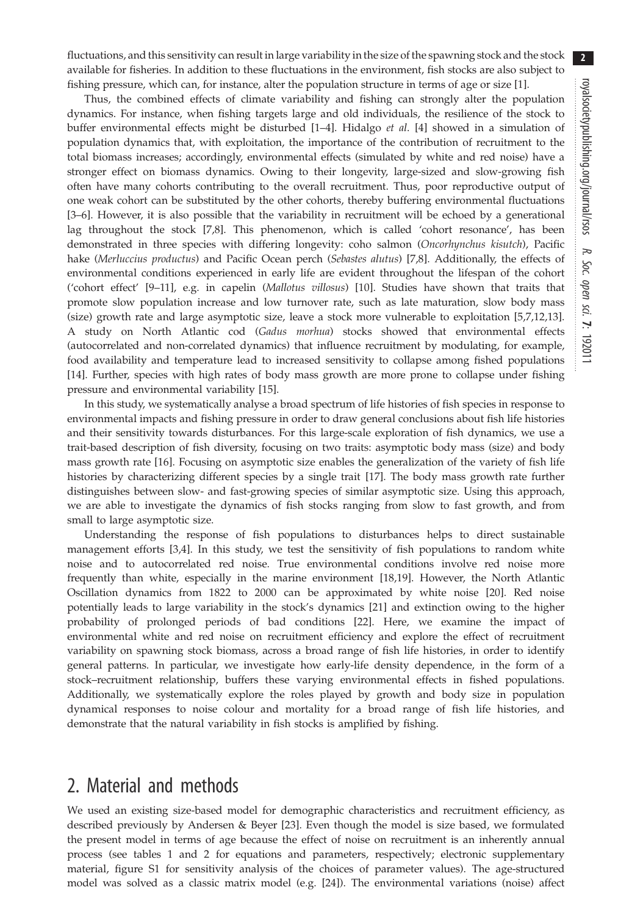fluctuations, and this sensitivity can result in large variability in the size of the spawning stock and the stock available for fisheries. In addition to these fluctuations in the environment, fish stocks are also subject to fishing pressure, which can, for instance, alter the population structure in terms of age or size [1].

Thus, the combined effects of climate variability and fishing can strongly alter the population dynamics. For instance, when fishing targets large and old individuals, the resilience of the stock to buffer environmental effects might be disturbed [1–4]. Hidalgo *et al.* [4] showed in a simulation of population dynamics that, with exploitation, the importance of the contribution of recruitment to the total biomass increases; accordingly, environmental effects (simulated by white and red noise) have a stronger effect on biomass dynamics. Owing to their longevity, large-sized and slow-growing fish often have many cohorts contributing to the overall recruitment. Thus, poor reproductive output of one weak cohort can be substituted by the other cohorts, thereby buffering environmental fluctuations [3–6]. However, it is also possible that the variability in recruitment will be echoed by a generational lag throughout the stock [7,8]. This phenomenon, which is called 'cohort resonance', has been demonstrated in three species with differing longevity: coho salmon (*Oncorhynchus kisutch*), Pacific hake (*Merluccius productus*) and Pacific Ocean perch (*Sebastes alutus*) [7,8]. Additionally, the effects of environmental conditions experienced in early life are evident throughout the lifespan of the cohort ('cohort effect' [9–11], e.g. in capelin (*Mallotus villosus*) [10]. Studies have shown that traits that promote slow population increase and low turnover rate, such as late maturation, slow body mass (size) growth rate and large asymptotic size, leave a stock more vulnerable to exploitation [5,7,12,13]. A study on North Atlantic cod (*Gadus morhua*) stocks showed that environmental effects (autocorrelated and non-correlated dynamics) that influence recruitment by modulating, for example, food availability and temperature lead to increased sensitivity to collapse among fished populations [14]. Further, species with high rates of body mass growth are more prone to collapse under fishing pressure and environmental variability [15].

In this study, we systematically analyse a broad spectrum of life histories of fish species in response to environmental impacts and fishing pressure in order to draw general conclusions about fish life histories and their sensitivity towards disturbances. For this large-scale exploration of fish dynamics, we use a trait-based description of fish diversity, focusing on two traits: asymptotic body mass (size) and body mass growth rate [16]. Focusing on asymptotic size enables the generalization of the variety of fish life histories by characterizing different species by a single trait [17]. The body mass growth rate further distinguishes between slow- and fast-growing species of similar asymptotic size. Using this approach, we are able to investigate the dynamics of fish stocks ranging from slow to fast growth, and from small to large asymptotic size.

Understanding the response of fish populations to disturbances helps to direct sustainable management efforts [3,4]. In this study, we test the sensitivity of fish populations to random white noise and to autocorrelated red noise. True environmental conditions involve red noise more frequently than white, especially in the marine environment [18,19]. However, the North Atlantic Oscillation dynamics from 1822 to 2000 can be approximated by white noise [20]. Red noise potentially leads to large variability in the stock's dynamics [21] and extinction owing to the higher probability of prolonged periods of bad conditions [22]. Here, we examine the impact of environmental white and red noise on recruitment efficiency and explore the effect of recruitment variability on spawning stock biomass, across a broad range of fish life histories, in order to identify general patterns. In particular, we investigate how early-life density dependence, in the form of a stock–recruitment relationship, buffers these varying environmental effects in fished populations. Additionally, we systematically explore the roles played by growth and body size in population dynamical responses to noise colour and mortality for a broad range of fish life histories, and demonstrate that the natural variability in fish stocks is amplified by fishing.

## 2. Material and methods

We used an existing size-based model for demographic characteristics and recruitment efficiency, as described previously by Andersen & Beyer [23]. Even though the model is size based, we formulated the present model in terms of age because the effect of noise on recruitment is an inherently annual process (see tables 1 and 2 for equations and parameters, respectively; electronic supplementary material, figure S1 for sensitivity analysis of the choices of parameter values). The age-structured model was solved as a classic matrix model (e.g. [24]). The environmental variations (noise) affect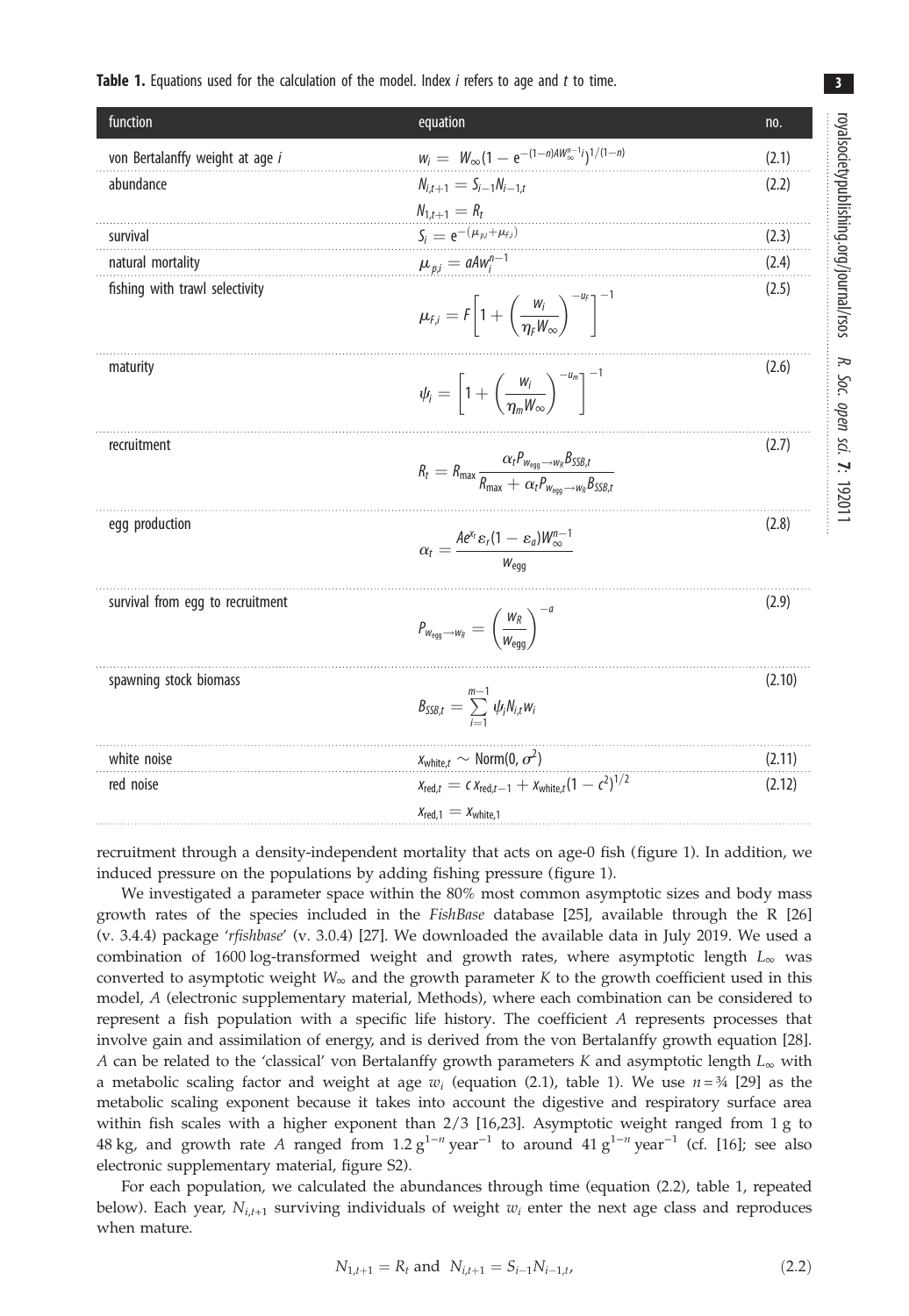**Table 1.** Equations used for the calculation of the model. Index *i* refers to age and *t* to time.

| function | equation | no. |
|---|---|---|
| von Bertalanffy weight at age *i* | $w_i = W_\infty(1 - e^{-(1-n)AW_\infty^{n-1}i})^{1/(1-n)}$ | (2.1) |
| abundance | $N_{i,t+1} = S_{i-1}N_{i-1,t}$<br>$N_{1,t+1} = R_t$ | (2.2) |
| survival | $S_i = e^{-(\mu_{p,i}+\mu_{F,i})}$ | (2.3) |
| natural mortality | $\mu_{p,i} = aAw_i^{n-1}$ | (2.4) |
| fishing with trawl selectivity | $\mu_{F,i} = F\left[1 + \left(\frac{w_i}{\eta_F W_\infty}\right)^{-u_F}\right]^{-1}$ | (2.5) |
| maturity | $\psi_i = \left[1 + \left(\frac{w_i}{\eta_m W_\infty}\right)^{-u_m}\right]^{-1}$ | (2.6) |
| recruitment | $R_t = R_{\max}\frac{\alpha_t P_{w_{\text{egg}} \to w_R} B_{SSB,t}}{R_{\max} + \alpha_t P_{w_{\text{egg}} \to w_R} B_{SSB,t}}$ | (2.7) |
| egg production | $\alpha_t = \frac{Ae^{x_t}\varepsilon_r(1 - \varepsilon_a)W_\infty^{n-1}}{w_{\text{egg}}}$ | (2.8) |
| survival from egg to recruitment | $P_{w_{\text{egg}} \to w_R} = \left(\frac{w_R}{w_{\text{egg}}}\right)^{-a}$ | (2.9) |
| spawning stock biomass | $B_{SSB,t} = \sum_{i=1}^{m-1} \psi_i N_{i,t} w_i$ | (2.10) |
| white noise | $x_{\text{white},t} \sim \text{Norm}(0, \sigma^2)$ | (2.11) |
| red noise | $x_{\text{red},t} = c\, x_{\text{red},t-1} + x_{\text{white},t}(1 - c^2)^{1/2}$<br>$x_{\text{red},1} = x_{\text{white},1}$ | (2.12) |

recruitment through a density-independent mortality that acts on age-0 fish (figure 1). In addition, we induced pressure on the populations by adding fishing pressure (figure 1).

We investigated a parameter space within the 80% most common asymptotic sizes and body mass growth rates of the species included in the *FishBase* database [25], available through the R [26] (v. 3.4.4) package '*rfishbase*' (v. 3.0.4) [27]. We downloaded the available data in July 2019. We used a combination of 1600 log-transformed weight and growth rates, where asymptotic length $L_\infty$ was converted to asymptotic weight $W_\infty$ and the growth parameter $K$ to the growth coefficient used in this model, $A$ (electronic supplementary material, Methods), where each combination can be considered to represent a fish population with a specific life history. The coefficient $A$ represents processes that involve gain and assimilation of energy, and is derived from the von Bertalanffy growth equation [28]. $A$ can be related to the 'classical' von Bertalanffy growth parameters $K$ and asymptotic length $L_\infty$ with a metabolic scaling factor and weight at age $w_i$ (equation (2.1), table 1). We use $n = ¾$ [29] as the metabolic scaling exponent because it takes into account the digestive and respiratory surface area within fish scales with a higher exponent than 2/3 [16,23]. Asymptotic weight ranged from 1 g to 48 kg, and growth rate $A$ ranged from 1.2 $\text{g}^{1-n}\,\text{year}^{-1}$ to around 41 $\text{g}^{1-n}\,\text{year}^{-1}$ (cf. [16]; see also electronic supplementary material, figure S2).

For each population, we calculated the abundances through time (equation (2.2), table 1, repeated below). Each year, $N_{i,t+1}$ surviving individuals of weight $w_i$ enter the next age class and reproduces when mature.

$$N_{1,t+1} = R_t \text{ and } N_{i,t+1} = S_{i-1}N_{i-1,t}, \tag{2.2}$$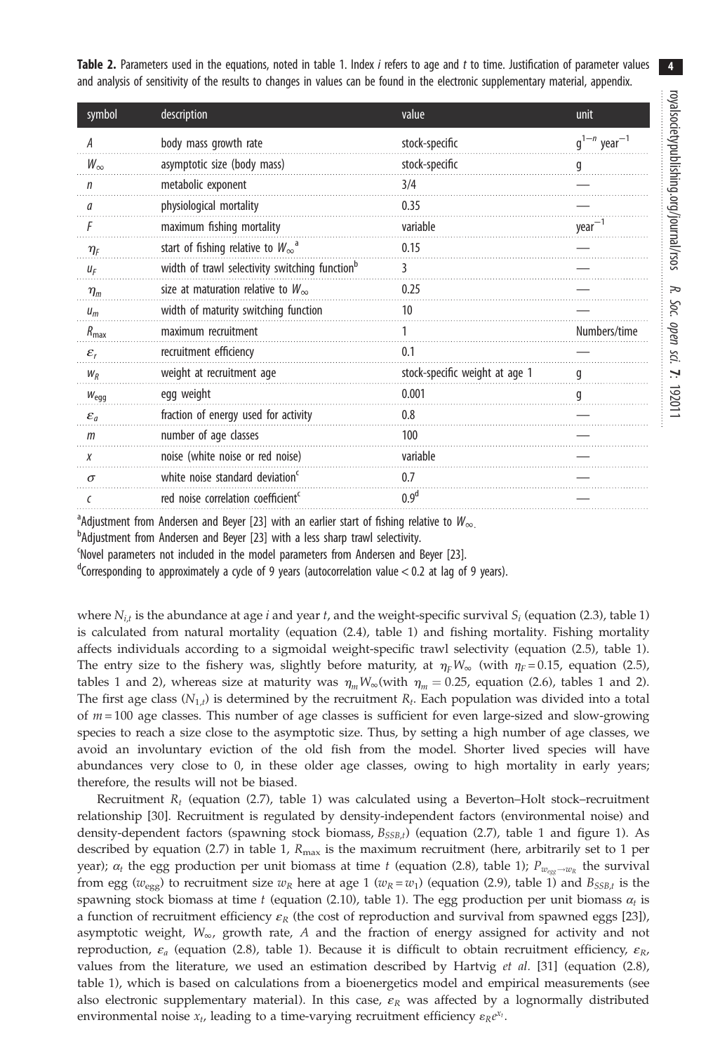**Table 2.** Parameters used in the equations, noted in table 1. Index *i* refers to age and *t* to time. Justification of parameter values and analysis of sensitivity of the results to changes in values can be found in the electronic supplementary material, appendix.

| symbol | description | value | unit |
|---|---|---|---|
| $A$ | body mass growth rate | stock-specific | $g^{1-n}$ year$^{-1}$ |
| $W_\infty$ | asymptotic size (body mass) | stock-specific | g |
| $n$ | metabolic exponent | 3/4 | — |
| $a$ | physiological mortality | 0.35 | — |
| $F$ | maximum fishing mortality | variable | year$^{-1}$ |
| $\eta_F$ | start of fishing relative to $W_\infty$[a] | 0.15 | — |
| $u_F$ | width of trawl selectivity switching function[b] | 3 | — |
| $\eta_m$ | size at maturation relative to $W_\infty$ | 0.25 | — |
| $u_m$ | width of maturity switching function | 10 | — |
| $R_{\max}$ | maximum recruitment | 1 | Numbers/time |
| $\varepsilon_r$ | recruitment efficiency | 0.1 | — |
| $w_R$ | weight at recruitment age | stock-specific weight at age 1 | g |
| $w_{\text{egg}}$ | egg weight | 0.001 | g |
| $\varepsilon_a$ | fraction of energy used for activity | 0.8 | — |
| $m$ | number of age classes | 100 | — |
| $x$ | noise (white noise or red noise) | variable | — |
| $\sigma$ | white noise standard deviation[c] | 0.7 | — |
| $c$ | red noise correlation coefficient[c] | 0.9[d] | — |

[a]Adjustment from Andersen and Beyer [23] with an earlier start of fishing relative to $W_\infty$.

[b]Adjustment from Andersen and Beyer [23] with a less sharp trawl selectivity.

[c]Novel parameters not included in the model parameters from Andersen and Beyer [23].

[d]Corresponding to approximately a cycle of 9 years (autocorrelation value < 0.2 at lag of 9 years).

where $N_{i,t}$ is the abundance at age $i$ and year $t$, and the weight-specific survival $S_i$ (equation (2.3), table 1) is calculated from natural mortality (equation (2.4), table 1) and fishing mortality. Fishing mortality affects individuals according to a sigmoidal weight-specific trawl selectivity (equation (2.5), table 1). The entry size to the fishery was, slightly before maturity, at $\eta_F W_\infty$ (with $\eta_F = 0.15$, equation (2.5), tables 1 and 2), whereas size at maturity was $\eta_m W_\infty$(with $\eta_m = 0.25$, equation (2.6), tables 1 and 2). The first age class ($N_{1,t}$) is determined by the recruitment $R_t$. Each population was divided into a total of $m = 100$ age classes. This number of age classes is sufficient for even large-sized and slow-growing species to reach a size close to the asymptotic size. Thus, by setting a high number of age classes, we avoid an involuntary eviction of the old fish from the model. Shorter lived species will have abundances very close to 0, in these older age classes, owing to high mortality in early years; therefore, the results will not be biased.

Recruitment $R_t$ (equation (2.7), table 1) was calculated using a Beverton–Holt stock–recruitment relationship [30]. Recruitment is regulated by density-independent factors (environmental noise) and density-dependent factors (spawning stock biomass, $B_{SSB,t}$) (equation (2.7), table 1 and figure 1). As described by equation (2.7) in table 1, $R_{\max}$ is the maximum recruitment (here, arbitrarily set to 1 per year); $\alpha_t$ the egg production per unit biomass at time $t$ (equation (2.8), table 1); $P_{w_{\text{egg}} \to w_R}$ the survival from egg ($w_{\text{egg}}$) to recruitment size $w_R$ here at age 1 ($w_R = w_1$) (equation (2.9), table 1) and $B_{SSB,t}$ is the spawning stock biomass at time $t$ (equation (2.10), table 1). The egg production per unit biomass $\alpha_t$ is a function of recruitment efficiency $\varepsilon_R$ (the cost of reproduction and survival from spawned eggs [23]), asymptotic weight, $W_\infty$, growth rate, $A$ and the fraction of energy assigned for activity and not reproduction, $\varepsilon_a$ (equation (2.8), table 1). Because it is difficult to obtain recruitment efficiency, $\varepsilon_R$, values from the literature, we used an estimation described by Hartvig *et al.* [31] (equation (2.8), table 1), which is based on calculations from a bioenergetics model and empirical measurements (see also electronic supplementary material). In this case, $\varepsilon_R$ was affected by a lognormally distributed environmental noise $x_t$, leading to a time-varying recruitment efficiency $\varepsilon_R e^{x_t}$.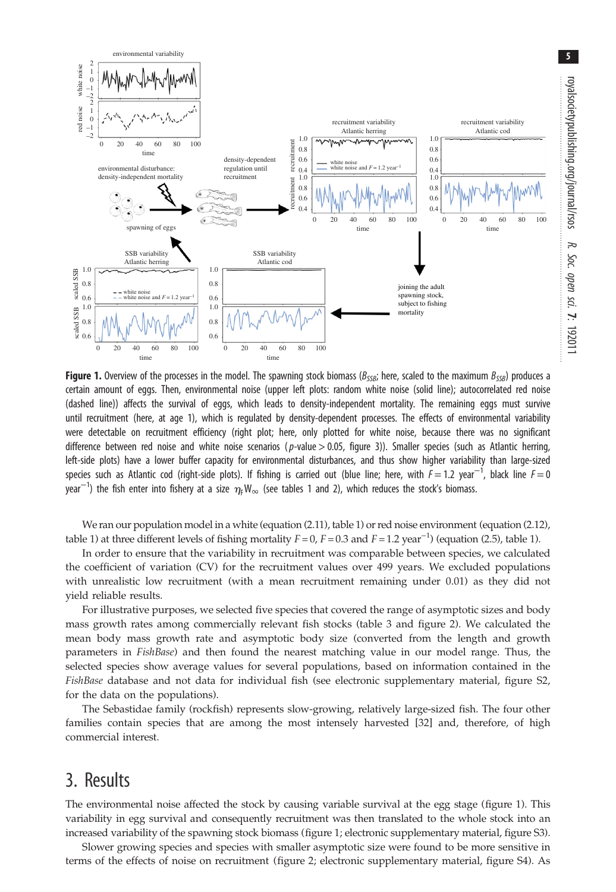**Figure 1.** Overview of the processes in the model. The spawning stock biomass ($B_{SSB}$; here, scaled to the maximum $B_{SSB}$) produces a certain amount of eggs. Then, environmental noise (upper left plots: random white noise (solid line); autocorrelated red noise (dashed line)) affects the survival of eggs, which leads to density-independent mortality. The remaining eggs must survive until recruitment (here, at age 1), which is regulated by density-dependent processes. The effects of environmental variability were detectable on recruitment efficiency (right plot; here, only plotted for white noise, because there was no significant difference between red noise and white noise scenarios ($p$-value > 0.05, figure 3)). Smaller species (such as Atlantic herring, left-side plots) have a lower buffer capacity for environmental disturbances, and thus show higher variability than large-sized species such as Atlantic cod (right-side plots). If fishing is carried out (blue line; here, with $F = 1.2\ \text{year}^{-1}$, black line $F = 0\ \text{year}^{-1}$) the fish enter into fishery at a size $\eta_F W_\infty$ (see tables 1 and 2), which reduces the stock's biomass.

We ran our population model in a white (equation (2.11), table 1) or red noise environment (equation (2.12), table 1) at three different levels of fishing mortality $F = 0$, $F = 0.3$ and $F = 1.2\ \text{year}^{-1}$) (equation (2.5), table 1).

In order to ensure that the variability in recruitment was comparable between species, we calculated the coefficient of variation (CV) for the recruitment values over 499 years. We excluded populations with unrealistic low recruitment (with a mean recruitment remaining under 0.01) as they did not yield reliable results.

For illustrative purposes, we selected five species that covered the range of asymptotic sizes and body mass growth rates among commercially relevant fish stocks (table 3 and figure 2). We calculated the mean body mass growth rate and asymptotic body size (converted from the length and growth parameters in *FishBase*) and then found the nearest matching value in our model range. Thus, the selected species show average values for several populations, based on information contained in the *FishBase* database and not data for individual fish (see electronic supplementary material, figure S2, for the data on the populations).

The Sebastidae family (rockfish) represents slow-growing, relatively large-sized fish. The four other families contain species that are among the most intensely harvested [32] and, therefore, of high commercial interest.

# 3. Results

The environmental noise affected the stock by causing variable survival at the egg stage (figure 1). This variability in egg survival and consequently recruitment was then translated to the whole stock into an increased variability of the spawning stock biomass (figure 1; electronic supplementary material, figure S3).

Slower growing species and species with smaller asymptotic size were found to be more sensitive in terms of the effects of noise on recruitment (figure 2; electronic supplementary material, figure S4). As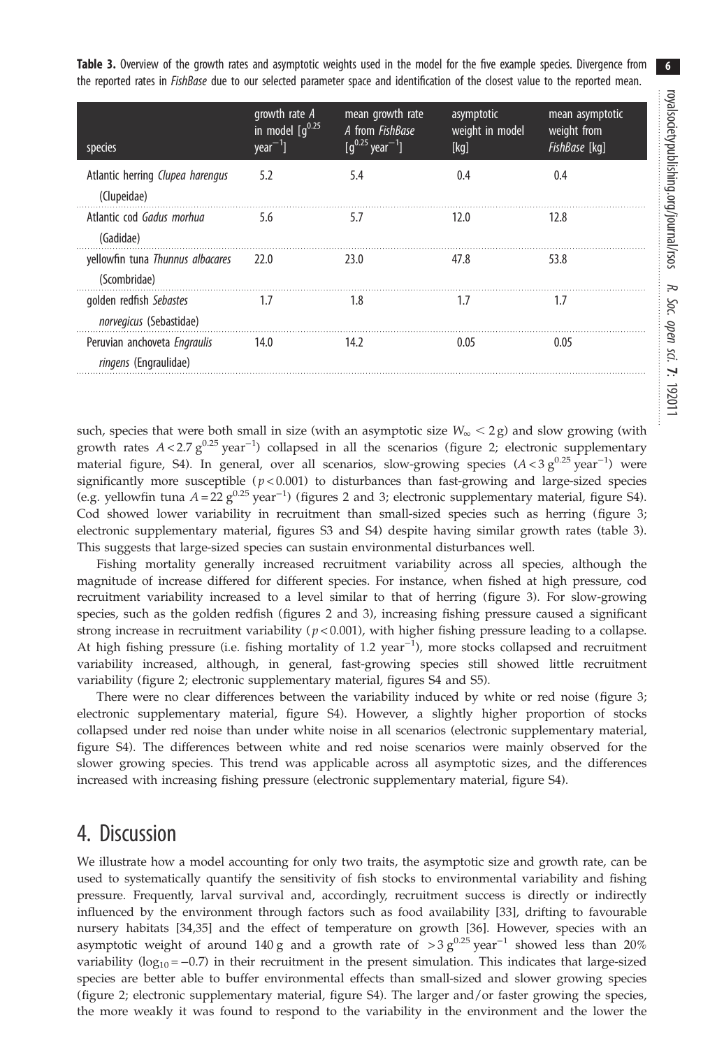**Table 3.** Overview of the growth rates and asymptotic weights used in the model for the five example species. Divergence from the reported rates in *FishBase* due to our selected parameter space and identification of the closest value to the reported mean.

| species | growth rate $A$ in model [$g^{0.25}$ year$^{-1}$] | mean growth rate $A$ from *FishBase* [$g^{0.25}$ year$^{-1}$] | asymptotic weight in model [kg] | mean asymptotic weight from *FishBase* [kg] |
|---|---|---|---|---|
| Atlantic herring *Clupea harengus* (Clupeidae) | 5.2 | 5.4 | 0.4 | 0.4 |
| Atlantic cod *Gadus morhua* (Gadidae) | 5.6 | 5.7 | 12.0 | 12.8 |
| yellowfin tuna *Thunnus albacares* (Scombridae) | 22.0 | 23.0 | 47.8 | 53.8 |
| golden redfish *Sebastes norvegicus* (Sebastidae) | 1.7 | 1.8 | 1.7 | 1.7 |
| Peruvian anchoveta *Engraulis ringens* (Engraulidae) | 14.0 | 14.2 | 0.05 | 0.05 |

such, species that were both small in size (with an asymptotic size $W_\infty < 2$ g) and slow growing (with growth rates $A < 2.7\ g^{0.25}\ year^{-1}$) collapsed in all the scenarios (figure 2; electronic supplementary material figure, S4). In general, over all scenarios, slow-growing species ($A < 3\ g^{0.25}\ year^{-1}$) were significantly more susceptible ($p < 0.001$) to disturbances than fast-growing and large-sized species (e.g. yellowfin tuna $A = 22\ g^{0.25}\ year^{-1}$) (figures 2 and 3; electronic supplementary material, figure S4). Cod showed lower variability in recruitment than small-sized species such as herring (figure 3; electronic supplementary material, figures S3 and S4) despite having similar growth rates (table 3). This suggests that large-sized species can sustain environmental disturbances well.

Fishing mortality generally increased recruitment variability across all species, although the magnitude of increase differed for different species. For instance, when fished at high pressure, cod recruitment variability increased to a level similar to that of herring (figure 3). For slow-growing species, such as the golden redfish (figures 2 and 3), increasing fishing pressure caused a significant strong increase in recruitment variability ($p < 0.001$), with higher fishing pressure leading to a collapse. At high fishing pressure (i.e. fishing mortality of 1.2 year$^{-1}$), more stocks collapsed and recruitment variability increased, although, in general, fast-growing species still showed little recruitment variability (figure 2; electronic supplementary material, figures S4 and S5).

There were no clear differences between the variability induced by white or red noise (figure 3; electronic supplementary material, figure S4). However, a slightly higher proportion of stocks collapsed under red noise than under white noise in all scenarios (electronic supplementary material, figure S4). The differences between white and red noise scenarios were mainly observed for the slower growing species. This trend was applicable across all asymptotic sizes, and the differences increased with increasing fishing pressure (electronic supplementary material, figure S4).

# 4. Discussion

We illustrate how a model accounting for only two traits, the asymptotic size and growth rate, can be used to systematically quantify the sensitivity of fish stocks to environmental variability and fishing pressure. Frequently, larval survival and, accordingly, recruitment success is directly or indirectly influenced by the environment through factors such as food availability [33], drifting to favourable nursery habitats [34,35] and the effect of temperature on growth [36]. However, species with an asymptotic weight of around 140 g and a growth rate of $> 3\ g^{0.25}\ year^{-1}$ showed less than 20% variability ($\log_{10} = -0.7$) in their recruitment in the present simulation. This indicates that large-sized species are better able to buffer environmental effects than small-sized and slower growing species (figure 2; electronic supplementary material, figure S4). The larger and/or faster growing the species, the more weakly it was found to respond to the variability in the environment and the lower the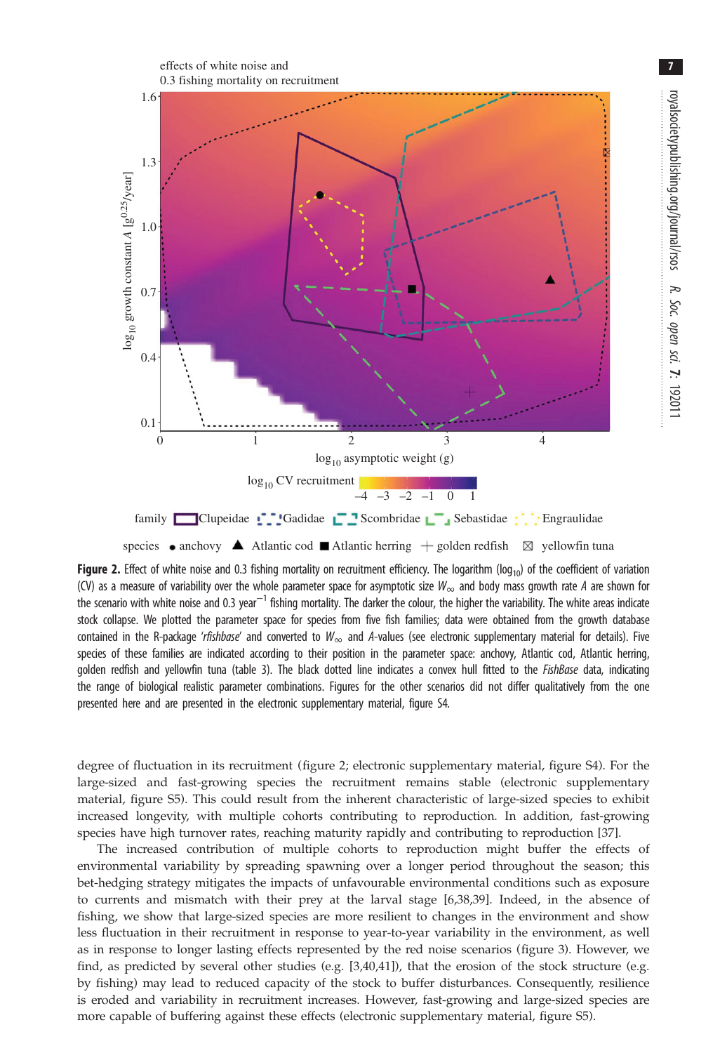**Figure 2.** Effect of white noise and 0.3 fishing mortality on recruitment efficiency. The logarithm ($\log_{10}$) of the coefficient of variation (CV) as a measure of variability over the whole parameter space for asymptotic size $W_\infty$ and body mass growth rate $A$ are shown for the scenario with white noise and 0.3 year$^{-1}$ fishing mortality. The darker the colour, the higher the variability. The white areas indicate stock collapse. We plotted the parameter space for species from five fish families; data were obtained from the growth database contained in the R-package '*rfishbase*' and converted to $W_\infty$ and $A$-values (see electronic supplementary material for details). Five species of these families are indicated according to their position in the parameter space: anchovy, Atlantic cod, Atlantic herring, golden redfish and yellowfin tuna (table 3). The black dotted line indicates a convex hull fitted to the *FishBase* data, indicating the range of biological realistic parameter combinations. Figures for the other scenarios did not differ qualitatively from the one presented here and are presented in the electronic supplementary material, figure S4.

degree of fluctuation in its recruitment (figure 2; electronic supplementary material, figure S4). For the large-sized and fast-growing species the recruitment remains stable (electronic supplementary material, figure S5). This could result from the inherent characteristic of large-sized species to exhibit increased longevity, with multiple cohorts contributing to reproduction. In addition, fast-growing species have high turnover rates, reaching maturity rapidly and contributing to reproduction [37].

The increased contribution of multiple cohorts to reproduction might buffer the effects of environmental variability by spreading spawning over a longer period throughout the season; this bet-hedging strategy mitigates the impacts of unfavourable environmental conditions such as exposure to currents and mismatch with their prey at the larval stage [6,38,39]. Indeed, in the absence of fishing, we show that large-sized species are more resilient to changes in the environment and show less fluctuation in their recruitment in response to year-to-year variability in the environment, as well as in response to longer lasting effects represented by the red noise scenarios (figure 3). However, we find, as predicted by several other studies (e.g. [3,40,41]), that the erosion of the stock structure (e.g. by fishing) may lead to reduced capacity of the stock to buffer disturbances. Consequently, resilience is eroded and variability in recruitment increases. However, fast-growing and large-sized species are more capable of buffering against these effects (electronic supplementary material, figure S5).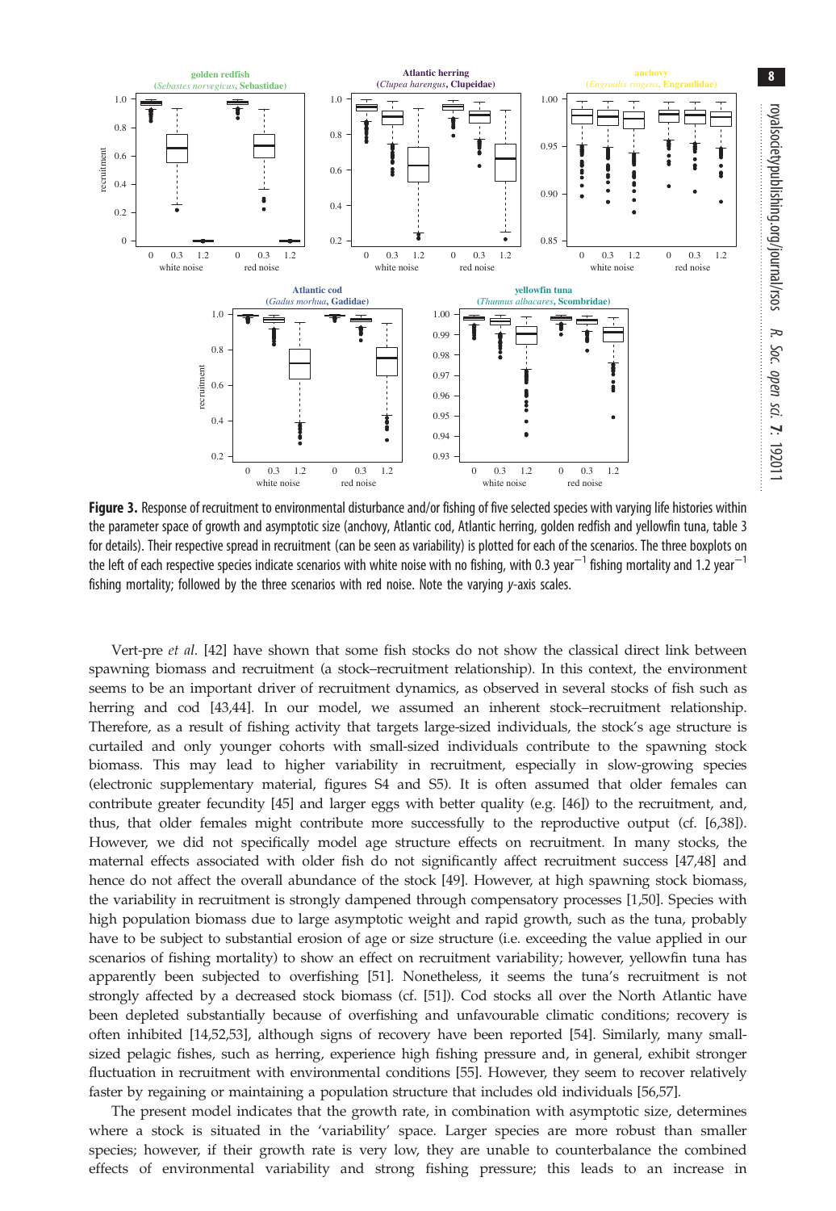**Figure 3.** Response of recruitment to environmental disturbance and/or fishing of five selected species with varying life histories within the parameter space of growth and asymptotic size (anchovy, Atlantic cod, Atlantic herring, golden redfish and yellowfin tuna, table 3 for details). Their respective spread in recruitment (can be seen as variability) is plotted for each of the scenarios. The three boxplots on the left of each respective species indicate scenarios with white noise with no fishing, with 0.3 year$^{-1}$ fishing mortality and 1.2 year$^{-1}$ fishing mortality; followed by the three scenarios with red noise. Note the varying *y*-axis scales.

Vert-pre *et al.* [42] have shown that some fish stocks do not show the classical direct link between spawning biomass and recruitment (a stock–recruitment relationship). In this context, the environment seems to be an important driver of recruitment dynamics, as observed in several stocks of fish such as herring and cod [43,44]. In our model, we assumed an inherent stock–recruitment relationship. Therefore, as a result of fishing activity that targets large-sized individuals, the stock's age structure is curtailed and only younger cohorts with small-sized individuals contribute to the spawning stock biomass. This may lead to higher variability in recruitment, especially in slow-growing species (electronic supplementary material, figures S4 and S5). It is often assumed that older females can contribute greater fecundity [45] and larger eggs with better quality (e.g. [46]) to the recruitment, and, thus, that older females might contribute more successfully to the reproductive output (cf. [6,38]). However, we did not specifically model age structure effects on recruitment. In many stocks, the maternal effects associated with older fish do not significantly affect recruitment success [47,48] and hence do not affect the overall abundance of the stock [49]. However, at high spawning stock biomass, the variability in recruitment is strongly dampened through compensatory processes [1,50]. Species with high population biomass due to large asymptotic weight and rapid growth, such as the tuna, probably have to be subject to substantial erosion of age or size structure (i.e. exceeding the value applied in our scenarios of fishing mortality) to show an effect on recruitment variability; however, yellowfin tuna has apparently been subjected to overfishing [51]. Nonetheless, it seems the tuna's recruitment is not strongly affected by a decreased stock biomass (cf. [51]). Cod stocks all over the North Atlantic have been depleted substantially because of overfishing and unfavourable climatic conditions; recovery is often inhibited [14,52,53], although signs of recovery have been reported [54]. Similarly, many small-sized pelagic fishes, such as herring, experience high fishing pressure and, in general, exhibit stronger fluctuation in recruitment with environmental conditions [55]. However, they seem to recover relatively faster by regaining or maintaining a population structure that includes old individuals [56,57].

The present model indicates that the growth rate, in combination with asymptotic size, determines where a stock is situated in the 'variability' space. Larger species are more robust than smaller species; however, if their growth rate is very low, they are unable to counterbalance the combined effects of environmental variability and strong fishing pressure; this leads to an increase in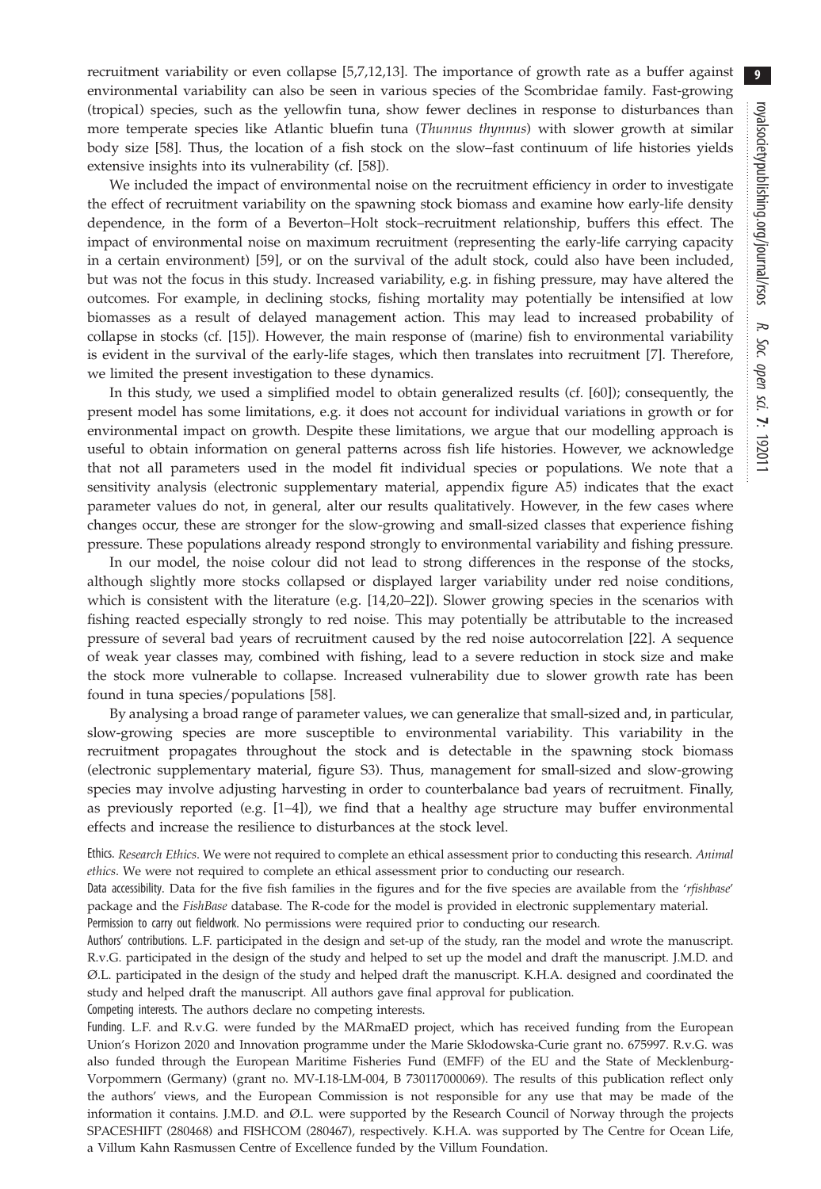recruitment variability or even collapse [5,7,12,13]. The importance of growth rate as a buffer against environmental variability can also be seen in various species of the Scombridae family. Fast-growing (tropical) species, such as the yellowfin tuna, show fewer declines in response to disturbances than more temperate species like Atlantic bluefin tuna (*Thunnus thynnus*) with slower growth at similar body size [58]. Thus, the location of a fish stock on the slow–fast continuum of life histories yields extensive insights into its vulnerability (cf. [58]).

We included the impact of environmental noise on the recruitment efficiency in order to investigate the effect of recruitment variability on the spawning stock biomass and examine how early-life density dependence, in the form of a Beverton–Holt stock–recruitment relationship, buffers this effect. The impact of environmental noise on maximum recruitment (representing the early-life carrying capacity in a certain environment) [59], or on the survival of the adult stock, could also have been included, but was not the focus in this study. Increased variability, e.g. in fishing pressure, may have altered the outcomes. For example, in declining stocks, fishing mortality may potentially be intensified at low biomasses as a result of delayed management action. This may lead to increased probability of collapse in stocks (cf. [15]). However, the main response of (marine) fish to environmental variability is evident in the survival of the early-life stages, which then translates into recruitment [7]. Therefore, we limited the present investigation to these dynamics.

In this study, we used a simplified model to obtain generalized results (cf. [60]); consequently, the present model has some limitations, e.g. it does not account for individual variations in growth or for environmental impact on growth. Despite these limitations, we argue that our modelling approach is useful to obtain information on general patterns across fish life histories. However, we acknowledge that not all parameters used in the model fit individual species or populations. We note that a sensitivity analysis (electronic supplementary material, appendix figure A5) indicates that the exact parameter values do not, in general, alter our results qualitatively. However, in the few cases where changes occur, these are stronger for the slow-growing and small-sized classes that experience fishing pressure. These populations already respond strongly to environmental variability and fishing pressure.

In our model, the noise colour did not lead to strong differences in the response of the stocks, although slightly more stocks collapsed or displayed larger variability under red noise conditions, which is consistent with the literature (e.g. [14,20–22]). Slower growing species in the scenarios with fishing reacted especially strongly to red noise. This may potentially be attributable to the increased pressure of several bad years of recruitment caused by the red noise autocorrelation [22]. A sequence of weak year classes may, combined with fishing, lead to a severe reduction in stock size and make the stock more vulnerable to collapse. Increased vulnerability due to slower growth rate has been found in tuna species/populations [58].

By analysing a broad range of parameter values, we can generalize that small-sized and, in particular, slow-growing species are more susceptible to environmental variability. This variability in the recruitment propagates throughout the stock and is detectable in the spawning stock biomass (electronic supplementary material, figure S3). Thus, management for small-sized and slow-growing species may involve adjusting harvesting in order to counterbalance bad years of recruitment. Finally, as previously reported (e.g. [1–4]), we find that a healthy age structure may buffer environmental effects and increase the resilience to disturbances at the stock level.

Ethics. *Research Ethics*. We were not required to complete an ethical assessment prior to conducting this research. *Animal ethics*. We were not required to complete an ethical assessment prior to conducting our research.

Data accessibility. Data for the five fish families in the figures and for the five species are available from the '*rfishbase*' package and the *FishBase* database. The R-code for the model is provided in electronic supplementary material.

Permission to carry out fieldwork. No permissions were required prior to conducting our research.

Authors' contributions. L.F. participated in the design and set-up of the study, ran the model and wrote the manuscript. R.v.G. participated in the design of the study and helped to set up the model and draft the manuscript. J.M.D. and Ø.L. participated in the design of the study and helped draft the manuscript. K.H.A. designed and coordinated the study and helped draft the manuscript. All authors gave final approval for publication.

Competing interests. The authors declare no competing interests.

Funding. L.F. and R.v.G. were funded by the MARmaED project, which has received funding from the European Union's Horizon 2020 and Innovation programme under the Marie Skłodowska-Curie grant no. 675997. R.v.G. was also funded through the European Maritime Fisheries Fund (EMFF) of the EU and the State of Mecklenburg-Vorpommern (Germany) (grant no. MV-I.18-LM-004, B 730117000069). The results of this publication reflect only the authors' views, and the European Commission is not responsible for any use that may be made of the information it contains. J.M.D. and Ø.L. were supported by the Research Council of Norway through the projects SPACESHIFT (280468) and FISHCOM (280467), respectively. K.H.A. was supported by The Centre for Ocean Life, a Villum Kahn Rasmussen Centre of Excellence funded by the Villum Foundation.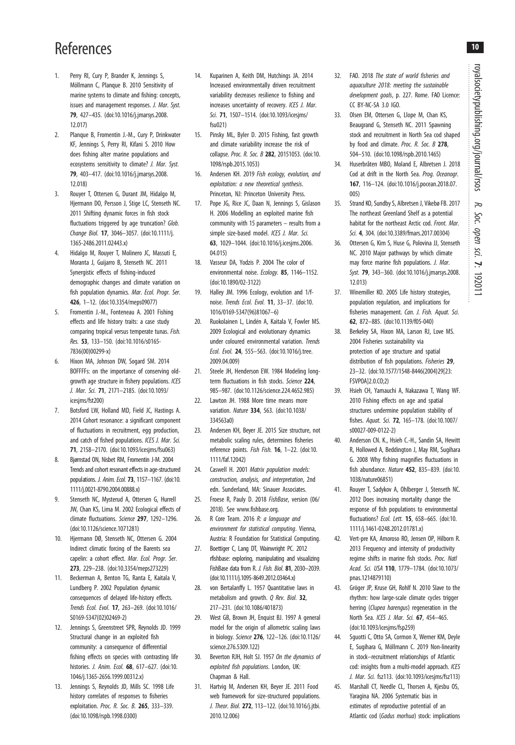# References

1. Perry RI, Cury P, Brander K, Jennings S, Möllmann C, Planque B. 2010 Sensitivity of marine systems to climate and fishing: concepts, issues and management responses. *J. Mar. Syst.* **79**, 427–435. (doi:10.1016/j.jmarsys.2008.12.017)
2. Planque B, Fromentin J.-M., Cury P, Drinkwater KF, Jennings S, Perry RI, Kifani S. 2010 How does fishing alter marine populations and ecosystems sensitivity to climate? *J. Mar. Syst.* **79**, 403–417. (doi:10.1016/j.jmarsys.2008.12.018)
3. Rouyer T, Ottersen G, Durant JM, Hidalgo M, Hjermann DO, Persson J, Stige LC, Stenseth NC. 2011 Shifting dynamic forces in fish stock fluctuations triggered by age truncation? *Glob. Change Biol.* **17**, 3046–3057. (doi:10.1111/j.1365-2486.2011.02443.x)
4. Hidalgo M, Rouyer T, Molinero JC, Massuti E, Moranta J, Guijarro B, Stenseth NC. 2011 Synergistic effects of fishing-induced demographic changes and climate variation on fish population dynamics. *Mar. Ecol. Progr. Ser.* **426**, 1–12. (doi:10.3354/meps09077)
5. Fromentin J.-M., Fonteneau A. 2001 Fishing effects and life history traits: a case study comparing tropical versus temperate tunas. *Fish. Res.* **53**, 133–150. (doi:10.1016/s0165-7836(00)00299-x)
6. Hixon MA, Johnson DW, Sogard SM. 2014 BOFFFFs: on the importance of conserving old-growth age structure in fishery populations. *ICES J. Mar. Sci.* **71**, 2171–2185. (doi:10.1093/icesjms/fst200)
7. Botsford LW, Holland MD, Field JC, Hastings A. 2014 Cohort resonance: a significant component of fluctuations in recruitment, egg production, and catch of fished populations. *ICES J. Mar. Sci.* **71**, 2158–2170. (doi:10.1093/icesjms/fsu063)
8. Bjørnstad ON, Nisbet RM, Fromentin J-M. 2004 Trends and cohort resonant effects in age-structured populations. *J. Anim. Ecol.* **73**, 1157–1167. (doi:10.1111/j.0021-8790.2004.00888.x)
9. Stenseth NC, Mysterud A, Ottersen G, Hurrell JW, Chan KS, Lima M. 2002 Ecological effects of climate fluctuations. *Science* **297**, 1292–1296. (doi:10.1126/science.1071281)
10. Hjermann DØ, Stenseth NC, Ottersen G. 2004 Indirect climatic forcing of the Barents sea capelin: a cohort effect. *Mar. Ecol. Progr. Ser.* **273**, 229–238. (doi:10.3354/meps273229)
11. Beckerman A, Benton TG, Ranta E, Kaitala V, Lundberg P. 2002 Population dynamic consequences of delayed life-history effects. *Trends Ecol. Evol.* **17**, 263–269. (doi:10.1016/S0169-5347(02)02469-2)
12. Jennings S, Greenstreet SPR, Reynolds JD. 1999 Structural change in an exploited fish community: a consequence of differential fishing effects on species with contrasting life histories. *J. Anim. Ecol.* **68**, 617–627. (doi:10.1046/j.1365-2656.1999.00312.x)
13. Jennings S, Reynolds JD, Mills SC. 1998 Life history correlates of responses to fisheries exploitation. *Proc. R. Soc. B.* **265**, 333–339. (doi:10.1098/rspb.1998.0300)
14. Kuparinen A, Keith DM, Hutchings JA. 2014 Increased environmentally driven recruitment variability decreases resilience to fishing and increases uncertainty of recovery. *ICES J. Mar. Sci.* **71**, 1507–1514. (doi:10.1093/icesjms/fsu021)
15. Pinsky ML, Byler D. 2015 Fishing, fast growth and climate variability increase the risk of collapse. *Proc. R. Soc. B* **282**, 20151053. (doi:10.1098/rspb.2015.1053)
16. Andersen KH. 2019 *Fish ecology, evolution, and exploitation: a new theoretical synthesis*. Princeton, NJ: Princeton University Press.
17. Pope JG, Rice JC, Daan N, Jennings S, Gislason H. 2006 Modelling an exploited marine fish community with 15 parameters – results from a simple size-based model. *ICES J. Mar. Sci.* **63**, 1029–1044. (doi:10.1016/j.icesjms.2006.04.015)
18. Vasseur DA, Yodzis P. 2004 The color of environmental noise. *Ecology.* **85**, 1146–1152. (doi:10.1890/02-3122)
19. Halley JM. 1996 Ecology, evolution and 1/f-noise. *Trends Ecol. Evol.* **11**, 33–37. (doi:10.1016/0169-5347(96)81067–6)
20. Ruokolainen L, Lindén A, Kaitala V, Fowler MS. 2009 Ecological and evolutionary dynamics under coloured environmental variation. *Trends Ecol. Evol.* **24**, 555–563. (doi:10.1016/j.tree.2009.04.009)
21. Steele JH, Henderson EW. 1984 Modeling long-term fluctuations in fish stocks. *Science* **224**, 985–987. (doi:10.1126/science.224.4652.985)
22. Lawton JH. 1988 More time means more variation. *Nature* **334**, 563. (doi:10.1038/334563a0)
23. Andersen KH, Beyer JE. 2015 Size structure, not metabolic scaling rules, determines fisheries reference points. *Fish Fish.* **16**, 1–22. (doi:10.1111/faf.12042)
24. Caswell H. 2001 *Matrix population models: construction, analysis, and interpretation*, 2nd edn. Sunderland, MA: Sinauer Associates.
25. Froese R, Pauly D. 2018 *FishBase*, version (06/2018). See www.fishbase.org.
26. R Core Team. 2016 *R: a language and environment for statistical computing*. Vienna, Austria: R Foundation for Statistical Computing.
27. Boettiger C, Lang DT, Wainwright PC. 2012 rfishbase: exploring, manipulating and visualizing FishBase data from R. *J. Fish. Biol.* **81**, 2030–2039. (doi:10.1111/j.1095-8649.2012.03464.x)
28. von Bertalanffy L. 1957 Quantitative laws in metabolism and growth. *Q Rev. Biol.* **32**, 217–231. (doi:10.1086/401873)
29. West GB, Brown JH, Enquist BJ. 1997 A general model for the origin of allometric scaling laws in biology. *Science* **276**, 122–126. (doi:10.1126/science.276.5309.122)
30. Beverton RJH, Holt SJ. 1957 *On the dynamics of exploited fish populations*. London, UK: Chapman & Hall.
31. Hartvig M, Andersen KH, Beyer JE. 2011 Food web framework for size-structured populations. *J. Theor. Biol.* **272**, 113–122. (doi:10.1016/j.jtbi.2010.12.006)
32. FAO. 2018 *The state of world fisheries and aquaculture 2018: meeting the sustainable development goals*, p. 227. Rome. FAO Licence: CC BY-NC-SA 3.0 IGO.
33. Olsen EM, Ottersen G, Llope M, Chan KS, Beaugrand G, Stenseth NC. 2011 Spawning stock and recruitment in North Sea cod shaped by food and climate. *Proc. R. Soc. B* **278**, 504–510. (doi:10.1098/rspb.2010.1465)
34. Huserbråten MBO, Moland E, Albretsen J. 2018 Cod at drift in the North Sea. *Prog. Oceanogr.* **167**, 116–124. (doi:10.1016/j.pocean.2018.07.005)
35. Strand KO, Sundby S, Albretsen J, Vikebø FB. 2017 The northeast Greenland Shelf as a potential habitat for the northeast Arctic cod. *Front. Mar. Sci.* **4**, 304. (doi:10.3389/fmars.2017.00304)
36. Ottersen G, Kim S, Huse G, Polovina JJ, Stenseth NC. 2010 Major pathways by which climate may force marine fish populations. *J. Mar. Syst.* **79**, 343–360. (doi:10.1016/j.jmarsys.2008.12.013)
37. Winemiller KO. 2005 Life history strategies, population regulation, and implications for fisheries management. *Can. J. Fish. Aquat. Sci.* **62**, 872–885. (doi:10.1139/f05-040)
38. Berkeley SA, Hixon MA, Larson RJ, Love MS. 2004 Fisheries sustainability via protection of age structure and spatial distribution of fish populations. *Fisheries* **29**, 23–32. (doi:10.1577/1548-8446(2004)29[23:FSVPOA]2.0.CO;2)
39. Hsieh CH, Yamauchi A, Nakazawa T, Wang WF. 2010 Fishing effects on age and spatial structures undermine population stability of fishes. *Aquat. Sci.* **72**, 165–178. (doi:10.1007/s00027-009-0122-2)
40. Anderson CN. K., Hsieh C.-H., Sandin SA, Hewitt R, Hollowed A, Beddington J, May RM, Sugihara G. 2008 Why fishing magnifies fluctuations in fish abundance. *Nature* **452**, 835–839. (doi:10.1038/nature06851)
41. Rouyer T, Sadykov A, Ohlberger J, Stenseth NC. 2012 Does increasing mortality change the response of fish populations to environmental fluctuations? *Ecol. Lett.* **15**, 658–665. (doi:10.1111/j.1461-0248.2012.01781.x)
42. Vert-pre KA, Amoroso RO, Jensen OP, Hilborn R. 2013 Frequency and intensity of productivity regime shifts in marine fish stocks. *Proc. Natl Acad. Sci. USA* **110**, 1779–1784. (doi:10.1073/pnas.1214879110)
43. Gröger JP, Kruse GH, Rohlf N. 2010 Slave to the rhythm: how large-scale climate cycles trigger herring (*Clupea harengus*) regeneration in the North Sea. *ICES J. Mar. Sci.* **67**, 454–465. (doi:10.1093/icesjms/fsp259)
44. Sguotti C, Otto SA, Cormon X, Werner KM, Deyle E, Sugihara G, Möllmann C. 2019 Non-linearity in stock–recruitment relationships of Atlantic cod: insights from a multi-model approach. *ICES J. Mar. Sci.* fsz113. (doi:10.1093/icesjms/fsz113)
45. Marshall CT, Needle CL, Thorsen A, Kjesbu OS, Yaragina NA. 2006 Systematic bias in estimates of reproductive potential of an Atlantic cod (*Gadus morhua*) stock: implications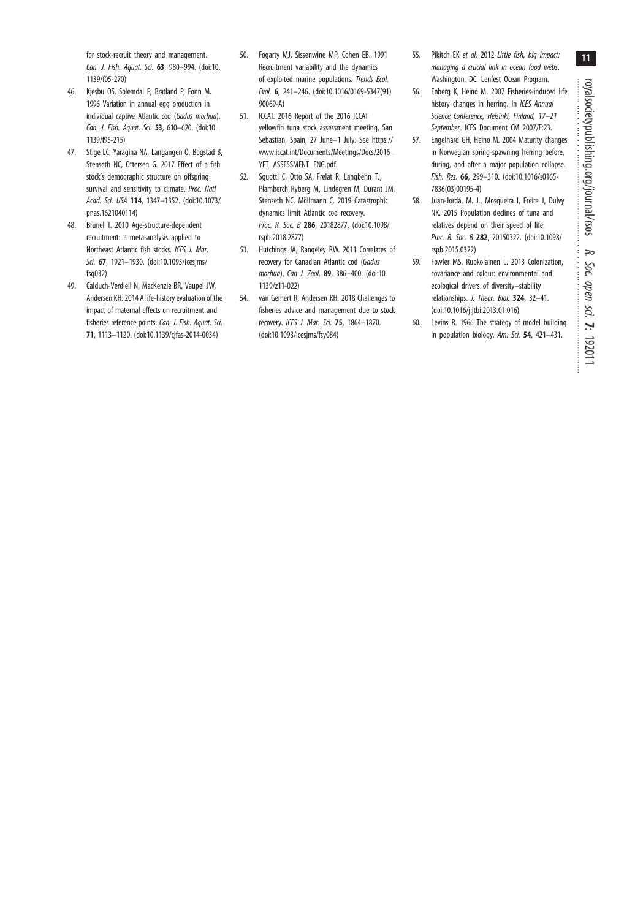for stock-recruit theory and management. *Can. J. Fish. Aquat. Sci.* **63**, 980–994. (doi:10.1139/f05-270)

46. Kjesbu OS, Solemdal P, Bratland P, Fonn M. 1996 Variation in annual egg production in individual captive Atlantic cod (*Gadus morhua*). *Can. J. Fish. Aquat. Sci.* **53**, 610–620. (doi:10.1139/f95-215)
47. Stige LC, Yaragina NA, Langangen O, Bogstad B, Stenseth NC, Ottersen G. 2017 Effect of a fish stock's demographic structure on offspring survival and sensitivity to climate. *Proc. Natl Acad. Sci. USA* **114**, 1347–1352. (doi:10.1073/pnas.1621040114)
48. Brunel T. 2010 Age-structure-dependent recruitment: a meta-analysis applied to Northeast Atlantic fish stocks. *ICES J. Mar. Sci.* **67**, 1921–1930. (doi:10.1093/icesjms/fsq032)
49. Calduch-Verdiell N, MacKenzie BR, Vaupel JW, Andersen KH. 2014 A life-history evaluation of the impact of maternal effects on recruitment and fisheries reference points. *Can. J. Fish. Aquat. Sci.* **71**, 1113–1120. (doi:10.1139/cjfas-2014-0034)
50. Fogarty MJ, Sissenwine MP, Cohen EB. 1991 Recruitment variability and the dynamics of exploited marine populations. *Trends Ecol. Evol.* **6**, 241–246. (doi:10.1016/0169-5347(91)90069-A)
51. ICCAT. 2016 Report of the 2016 ICCAT yellowfin tuna stock assessment meeting, San Sebastian, Spain, 27 June–1 July. See https://www.iccat.int/Documents/Meetings/Docs/2016_YFT_ASSESSMENT_ENG.pdf.
52. Sguotti C, Otto SA, Frelat R, Langbehn TJ, Plamberch Ryberg M, Lindegren M, Durant JM, Stenseth NC, Möllmann C. 2019 Catastrophic dynamics limit Atlantic cod recovery. *Proc. R. Soc. B* **286**, 20182877. (doi:10.1098/rspb.2018.2877)
53. Hutchings JA, Rangeley RW. 2011 Correlates of recovery for Canadian Atlantic cod (*Gadus morhua*). *Can J. Zool.* **89**, 386–400. (doi:10.1139/z11-022)
54. van Gemert R, Andersen KH. 2018 Challenges to fisheries advice and management due to stock recovery. *ICES J. Mar. Sci.* **75**, 1864–1870. (doi:10.1093/icesjms/fsy084)
55. Pikitch EK *et al*. 2012 *Little fish, big impact: managing a crucial link in ocean food webs*. Washington, DC: Lenfest Ocean Program.
56. Enberg K, Heino M. 2007 Fisheries-induced life history changes in herring. In *ICES Annual Science Conference, Helsinki, Finland, 17–21 September*. ICES Document CM 2007/E:23.
57. Engelhard GH, Heino M. 2004 Maturity changes in Norwegian spring-spawning herring before, during, and after a major population collapse. *Fish. Res.* **66**, 299–310. (doi:10.1016/s0165-7836(03)00195-4)
58. Juan-Jordá, M. J., Mosqueira I, Freire J, Dulvy NK. 2015 Population declines of tuna and relatives depend on their speed of life. *Proc. R. Soc. B* **282**, 20150322. (doi:10.1098/rspb.2015.0322)
59. Fowler MS, Ruokolainen L. 2013 Colonization, covariance and colour: environmental and ecological drivers of diversity–stability relationships. *J. Theor. Biol.* **324**, 32–41. (doi:10.1016/j.jtbi.2013.01.016)
60. Levins R. 1966 The strategy of model building in population biology. *Am. Sci.* **54**, 421–431.